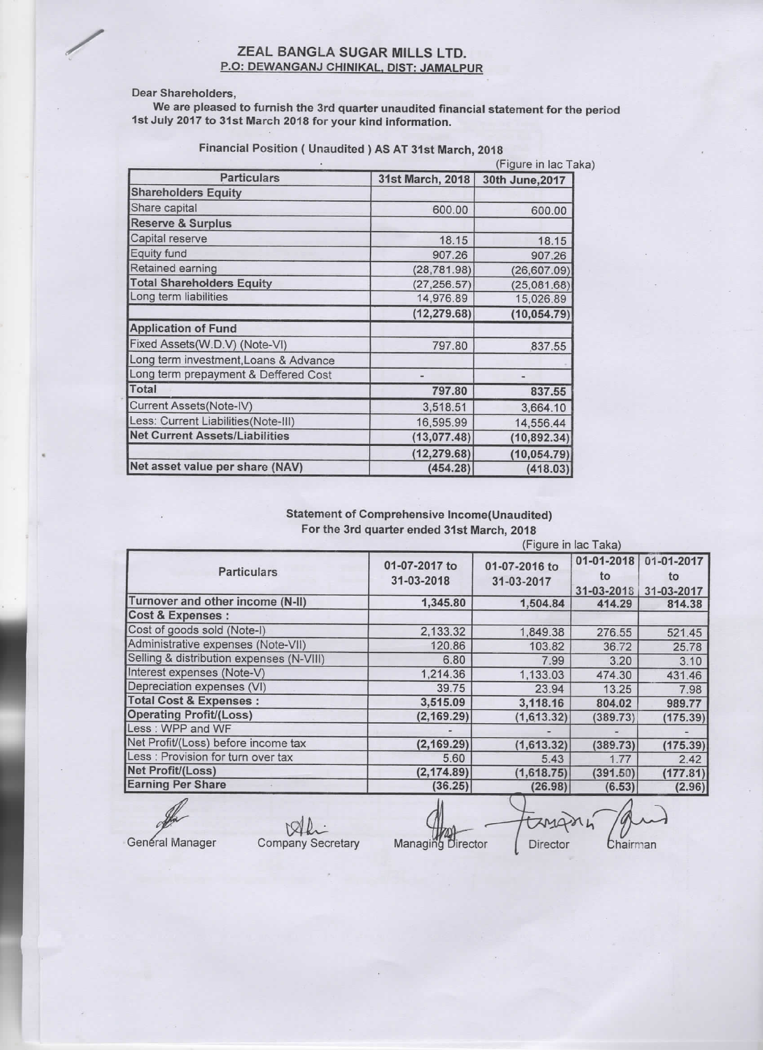# ZEAL BANGLA SUGAR MILLS LTD.

**P.O: DEWANGANJ CHINIKAL, DIST: JAMALPUR**

Dear Shareholders,

We are pleased to furnish the 3rd quarter unaudited financial statement for the period 1st July 2017 to 31st March 2018 for your kind information.

## Financial Position ( Unaudited ) AS AT 31st March, 2018

(Figure in lac Taka)

| Particulars | 31st March, 2018 | 30th June,2017 |
|---|---|---|
| **Shareholders Equity** | | |
| Share capital | 600.00 | 600.00 |
| **Reserve & Surplus** | | |
| Capital reserve | 18.15 | 18.15 |
| Equity fund | 907.26 | 907.26 |
| Retained earning | (28,781.98) | (26,607.09) |
| **Total Shareholders Equity** | (27,256.57) | (25,081.68) |
| Long term liabilities | 14,976.89 | 15,026.89 |
| | (12,279.68) | (10,054.79) |
| **Application of Fund** | | |
| Fixed Assets(W.D.V) (Note-VI) | 797.80 | 837.55 |
| Long term investment,Loans & Advance | | |
| Long term prepayment & Deffered Cost | - | - |
| **Total** | 797.80 | 837.55 |
| Current Assets(Note-IV) | 3,518.51 | 3,664.10 |
| Less: Current Liabilities(Note-III) | 16,595.99 | 14,556.44 |
| **Net Current Assets/Liabilities** | (13,077.48) | (10,892.34) |
| | (12,279.68) | (10,054.79) |
| **Net asset value per share (NAV)** | (454.28) | (418.03) |

## Statement of Comprehensive Income(Unaudited)

### For the 3rd quarter ended 31st March, 2018

(Figure in lac Taka)

| Particulars | 01-07-2017 to 31-03-2018 | 01-07-2016 to 31-03-2017 | 01-01-2018 to 31-03-2018 | 01-01-2017 to 31-03-2017 |
|---|---|---|---|---|
| Turnover and other income (N-II) | 1,345.80 | 1,504.84 | 414.29 | 814.38 |
| **Cost & Expenses :** | | | | |
| Cost of goods sold (Note-I) | 2,133.32 | 1,849.38 | 276.55 | 521.45 |
| Administrative expenses (Note-VII) | 120.86 | 103.82 | 36.72 | 25.78 |
| Selling & distribution expenses (N-VIII) | 6.80 | 7.99 | 3.20 | 3.10 |
| Interest expenses (Note-V) | 1,214.36 | 1,133.03 | 474.30 | 431.46 |
| Depreciation expenses (VI) | 39.75 | 23.94 | 13.25 | 7.98 |
| **Total Cost & Expenses :** | 3,515.09 | 3,118.16 | 804.02 | 989.77 |
| **Operating Profit/(Loss)** | (2,169.29) | (1,613.32) | (389.73) | (175.39) |
| Less : WPP and WF | - | - | - | - |
| Net Profit/(Loss) before income tax | (2,169.29) | (1,613.32) | (389.73) | (175.39) |
| Less : Provision for turn over tax | 5.60 | 5.43 | 1.77 | 2.42 |
| **Net Profit/(Loss)** | (2,174.89) | (1,618.75) | (391.50) | (177.81) |
| **Earning Per Share** | (36.25) | (26.98) | (6.53) | (2.96) |

General Manager Company Secretary Managing Director Director Chairman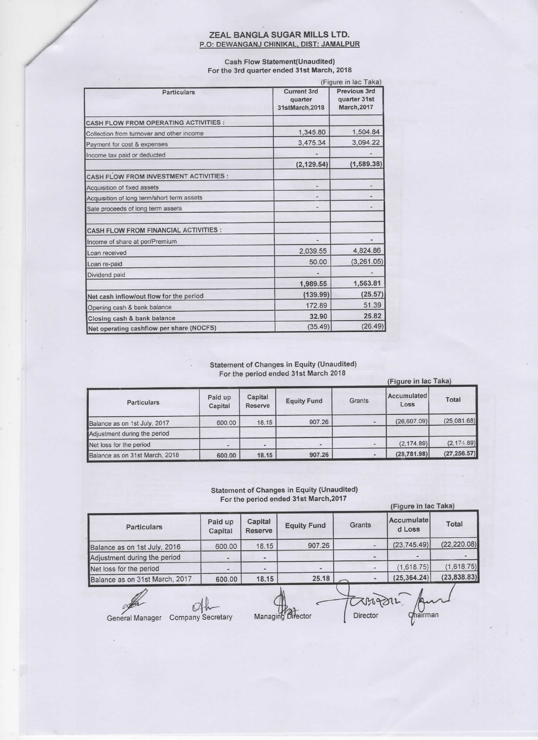# ZEAL BANGLA SUGAR MILLS LTD.

P.O: DEWANGANJ CHINIKAL, DIST: JAMALPUR

## Cash Flow Statement(Unaudited)

For the 3rd quarter ended 31st March, 2018

(Figure in lac Taka)

| Particulars | Current 3rd quarter 31stMarch,2018 | Previous 3rd quarter 31st March,2017 |
|---|---|---|
| **CASH FLOW FROM OPERATING ACTIVITIES :** | | |
| Collection from turnover and other income | 1,345.80 | 1,504.84 |
| Payment for cost & expenses | 3,475.34 | 3,094.22 |
| Income tax paid or deducted | - | - |
| | **(2,129.54)** | **(1,589.38)** |
| **CASH FLOW FROM INVESTMENT ACTIVITIES :** | | |
| Acquisition of fixed assets | - | - |
| Acquisition of long term/short term assets | - | - |
| Sale proceeds of long term assets | - | - |
| | | |
| **CASH FLOW FROM FINANCIAL ACTIVITIES :** | | |
| Income of share at per/Premium | - | - |
| Loan received | 2,039.55 | 4,824.86 |
| Loan re-paid | 50.00 | (3,261.05) |
| Dividend paid | - | - |
| | **1,989.55** | **1,563.81** |
| **Net cash inflow/out flow for the period** | **(139.99)** | **(25.57)** |
| Opening cash & bank balance | 172.89 | 51.39 |
| **Closing cash & bank balance** | **32.90** | **25.82** |
| **Net operating cashflow per share (NOCFS)** | (35.49) | (26.49) |

## Statement of Changes in Equity (Unaudited)

For the period ended 31st March 2018

(Figure in lac Taka)

| Particulars | Paid up Capital | Capital Reserve | Equity Fund | Grants | Accumulated Loss | Total |
|---|---|---|---|---|---|---|
| Balance as on 1st July, 2017 | 600.00 | 18.15 | 907.26 | - | (26,607.09) | (25,081.68) |
| Adjustment during the period | | | | | | |
| Net loss for the period | - | - | - | - | (2,174.89) | (2,174.89) |
| Balance as on 31st March, 2018 | **600.00** | **18.15** | **907.26** | - | **(28,781.98)** | **(27,256.57)** |

## Statement of Changes in Equity (Unaudited)

For the period ended 31st March,2017

(Figure in lac Taka)

| Particulars | Paid up Capital | Capital Reserve | Equity Fund | Grants | Accumulated Loss | Total |
|---|---|---|---|---|---|---|
| Balance as on 1st July, 2016 | 600.00 | 18.15 | 907.26 | - | (23,745.49) | (22,220.08) |
| Adjustment during the period | - | - | | - | - | - |
| Net loss for the period | - | - | - | - | (1,618.75) | (1,618.75) |
| Balance as on 31st March, 2017 | **600.00** | **18.15** | **25.18** | - | **(25,364.24)** | **(23,838.83)** |

General Manager    Company Secretary    Managing Director    Director    Chairman